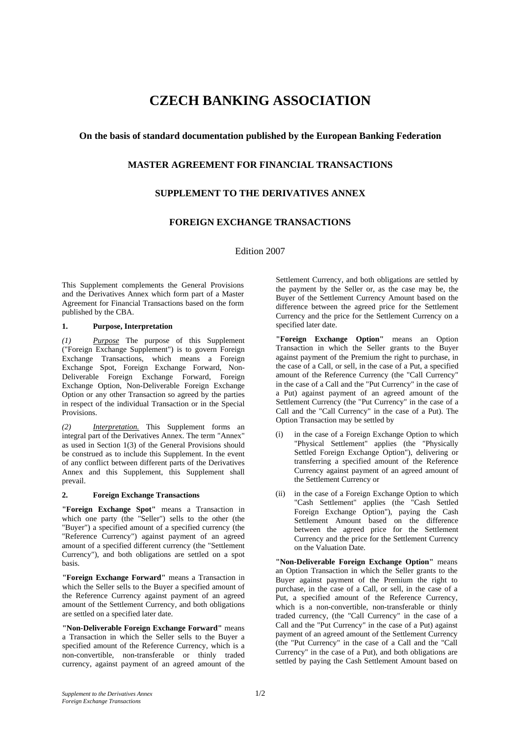# CZECH BANKING ASSOCIATION

### On the basis of standard documentation published by the European Banking Federation

### MASTER AGREEMENT FOR FINANCIAL TRANSACTIONS

### SUPPLEMENT TO THE DERIVATIVES ANNEX

### FOREIGN EXCHANGE TRANSACTIONS

Edition 2007

This Supplement complements the General Provisions and the Derivatives Annex which form part of a Master Agreement for Financial Transactions based on the form published by the CBA.

## 1. Purpose, Interpretation

*(1)* *Purpose* The purpose of this Supplement ("Foreign Exchange Supplement") is to govern Foreign Exchange Transactions, which means a Foreign Exchange Spot, Foreign Exchange Forward, Non-Deliverable Foreign Exchange Forward, Foreign Exchange Option, Non-Deliverable Foreign Exchange Option or any other Transaction so agreed by the parties in respect of the individual Transaction or in the Special Provisions.

*(2)* *Interpretation.* This Supplement forms an integral part of the Derivatives Annex. The term "Annex" as used in Section 1(3) of the General Provisions should be construed as to include this Supplement. In the event of any conflict between different parts of the Derivatives Annex and this Supplement, this Supplement shall prevail.

## 2. Foreign Exchange Transactions

**"Foreign Exchange Spot"** means a Transaction in which one party (the "Seller") sells to the other (the "Buyer") a specified amount of a specified currency (the "Reference Currency") against payment of an agreed amount of a specified different currency (the "Settlement Currency"), and both obligations are settled on a spot basis.

**"Foreign Exchange Forward"** means a Transaction in which the Seller sells to the Buyer a specified amount of the Reference Currency against payment of an agreed amount of the Settlement Currency, and both obligations are settled on a specified later date.

**"Non-Deliverable Foreign Exchange Forward"** means a Transaction in which the Seller sells to the Buyer a specified amount of the Reference Currency, which is a non-convertible, non-transferable or thinly traded currency, against payment of an agreed amount of the Settlement Currency, and both obligations are settled by the payment by the Seller or, as the case may be, the Buyer of the Settlement Currency Amount based on the difference between the agreed price for the Settlement Currency and the price for the Settlement Currency on a specified later date.

**"Foreign Exchange Option"** means an Option Transaction in which the Seller grants to the Buyer against payment of the Premium the right to purchase, in the case of a Call, or sell, in the case of a Put, a specified amount of the Reference Currency (the "Call Currency" in the case of a Call and the "Put Currency" in the case of a Put) against payment of an agreed amount of the Settlement Currency (the "Put Currency" in the case of a Call and the "Call Currency" in the case of a Put). The Option Transaction may be settled by

(i) in the case of a Foreign Exchange Option to which "Physical Settlement" applies (the "Physically Settled Foreign Exchange Option"), delivering or transferring a specified amount of the Reference Currency against payment of an agreed amount of the Settlement Currency or

(ii) in the case of a Foreign Exchange Option to which "Cash Settlement" applies (the "Cash Settled Foreign Exchange Option"), paying the Cash Settlement Amount based on the difference between the agreed price for the Settlement Currency and the price for the Settlement Currency on the Valuation Date.

**"Non-Deliverable Foreign Exchange Option"** means an Option Transaction in which the Seller grants to the Buyer against payment of the Premium the right to purchase, in the case of a Call, or sell, in the case of a Put, a specified amount of the Reference Currency, which is a non-convertible, non-transferable or thinly traded currency, (the "Call Currency" in the case of a Call and the "Put Currency" in the case of a Put) against payment of an agreed amount of the Settlement Currency (the "Put Currency" in the case of a Call and the "Call Currency" in the case of a Put), and both obligations are settled by paying the Cash Settlement Amount based on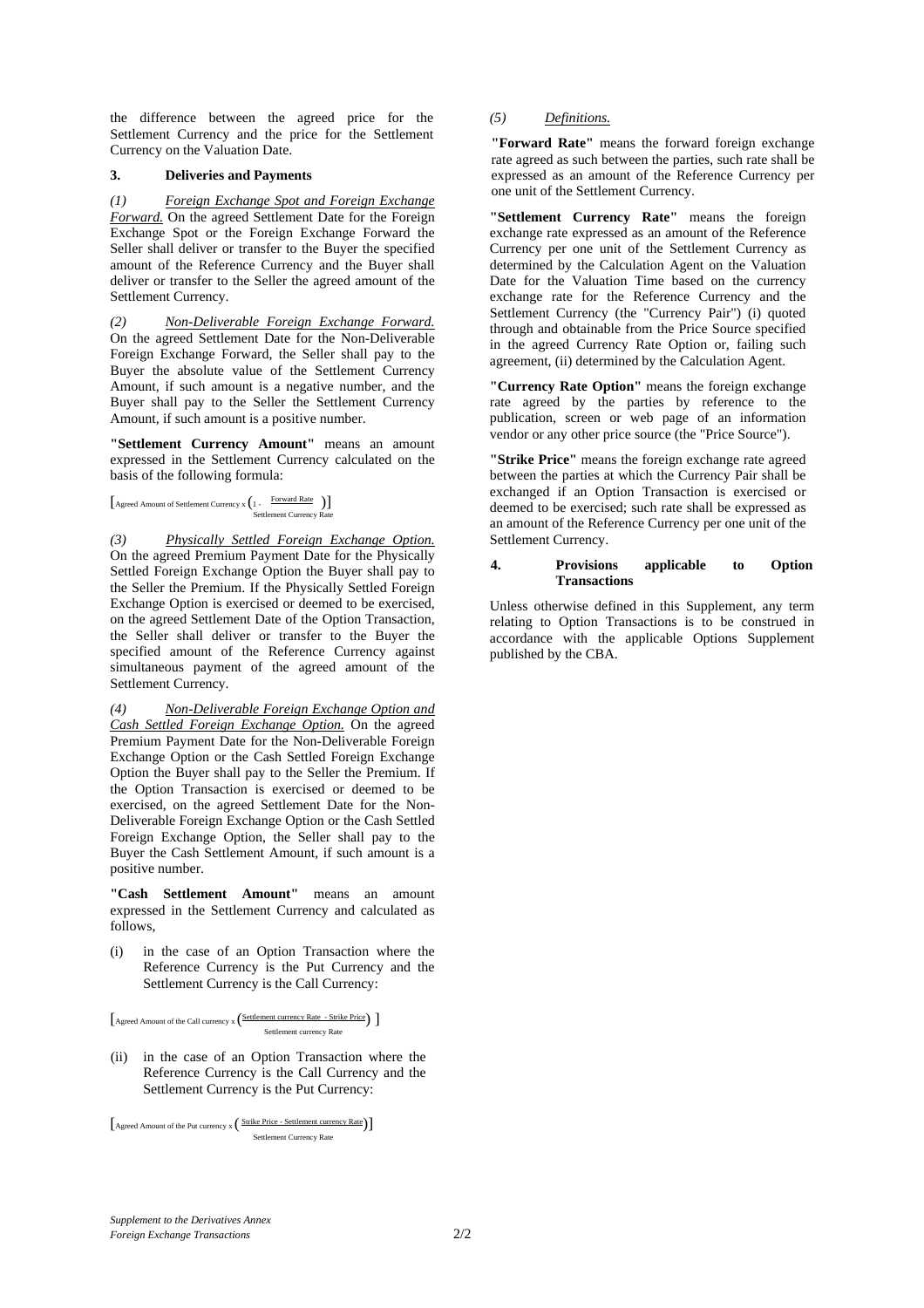the difference between the agreed price for the Settlement Currency and the price for the Settlement Currency on the Valuation Date.

### 3. Deliveries and Payments

*(1) Foreign Exchange Spot and Foreign Exchange Forward.* On the agreed Settlement Date for the Foreign Exchange Spot or the Foreign Exchange Forward the Seller shall deliver or transfer to the Buyer the specified amount of the Reference Currency and the Buyer shall deliver or transfer to the Seller the agreed amount of the Settlement Currency.

*(2) Non-Deliverable Foreign Exchange Forward.* On the agreed Settlement Date for the Non-Deliverable Foreign Exchange Forward, the Seller shall pay to the Buyer the absolute value of the Settlement Currency Amount, if such amount is a negative number, and the Buyer shall pay to the Seller the Settlement Currency Amount, if such amount is a positive number.

**"Settlement Currency Amount"** means an amount expressed in the Settlement Currency calculated on the basis of the following formula:

$$\left[\text{Agreed Amount of Settlement Currency} \times \left(1 - \frac{\text{Forward Rate}}{\text{Settlement Currency Rate}}\right)\right]$$

*(3) Physically Settled Foreign Exchange Option.* On the agreed Premium Payment Date for the Physically Settled Foreign Exchange Option the Buyer shall pay to the Seller the Premium. If the Physically Settled Foreign Exchange Option is exercised or deemed to be exercised, on the agreed Settlement Date of the Option Transaction, the Seller shall deliver or transfer to the Buyer the specified amount of the Reference Currency against simultaneous payment of the agreed amount of the Settlement Currency.

*(4) Non-Deliverable Foreign Exchange Option and Cash Settled Foreign Exchange Option.* On the agreed Premium Payment Date for the Non-Deliverable Foreign Exchange Option or the Cash Settled Foreign Exchange Option the Buyer shall pay to the Seller the Premium. If the Option Transaction is exercised or deemed to be exercised, on the agreed Settlement Date for the Non-Deliverable Foreign Exchange Option or the Cash Settled Foreign Exchange Option, the Seller shall pay to the Buyer the Cash Settlement Amount, if such amount is a positive number.

**"Cash Settlement Amount"** means an amount expressed in the Settlement Currency and calculated as follows,

(i) in the case of an Option Transaction where the Reference Currency is the Put Currency and the Settlement Currency is the Call Currency:

$$\left[\text{Agreed Amount of the Call currency} \times \left(\frac{\text{Settlement currency Rate} - \text{Strike Price}}{\text{Settlement currency Rate}}\right)\right]$$

(ii) in the case of an Option Transaction where the Reference Currency is the Call Currency and the Settlement Currency is the Put Currency:

$$\left[\text{Agreed Amount of the Put currency} \times \left(\frac{\text{Strike Price} - \text{Settlement currency Rate}}{\text{Settlement Currency Rate}}\right)\right]$$

*(5) Definitions.*

**"Forward Rate"** means the forward foreign exchange rate agreed as such between the parties, such rate shall be expressed as an amount of the Reference Currency per one unit of the Settlement Currency.

**"Settlement Currency Rate"** means the foreign exchange rate expressed as an amount of the Reference Currency per one unit of the Settlement Currency as determined by the Calculation Agent on the Valuation Date for the Valuation Time based on the currency exchange rate for the Reference Currency and the Settlement Currency (the "Currency Pair") (i) quoted through and obtainable from the Price Source specified in the agreed Currency Rate Option or, failing such agreement, (ii) determined by the Calculation Agent.

**"Currency Rate Option"** means the foreign exchange rate agreed by the parties by reference to the publication, screen or web page of an information vendor or any other price source (the "Price Source").

**"Strike Price"** means the foreign exchange rate agreed between the parties at which the Currency Pair shall be exchanged if an Option Transaction is exercised or deemed to be exercised; such rate shall be expressed as an amount of the Reference Currency per one unit of the Settlement Currency.

### 4. Provisions applicable to Option Transactions

Unless otherwise defined in this Supplement, any term relating to Option Transactions is to be construed in accordance with the applicable Options Supplement published by the CBA.